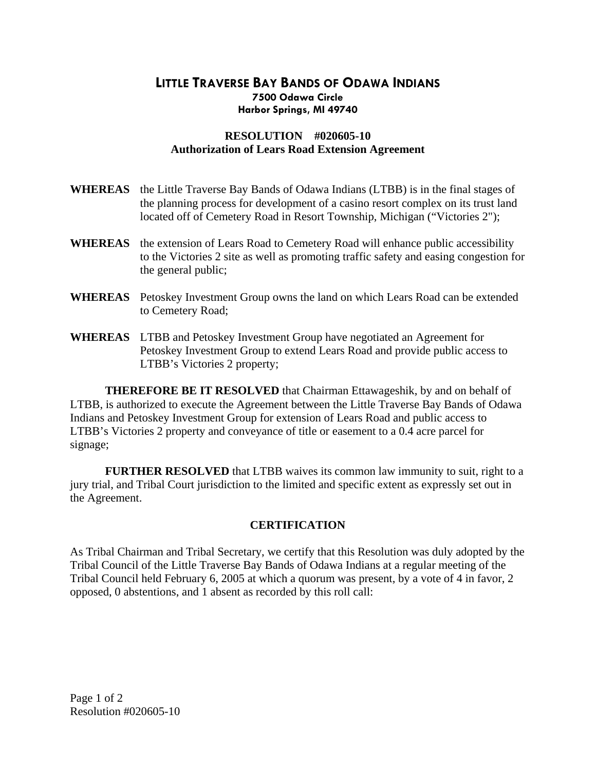# LITTLE TRAVERSE BAY BANDS OF ODAWA INDIANS

**7500 Odawa Circle**
**Harbor Springs, MI 49740**

## RESOLUTION #020605-10
## Authorization of Lears Road Extension Agreement

**WHEREAS** the Little Traverse Bay Bands of Odawa Indians (LTBB) is in the final stages of the planning process for development of a casino resort complex on its trust land located off of Cemetery Road in Resort Township, Michigan ("Victories 2");

**WHEREAS** the extension of Lears Road to Cemetery Road will enhance public accessibility to the Victories 2 site as well as promoting traffic safety and easing congestion for the general public;

**WHEREAS** Petoskey Investment Group owns the land on which Lears Road can be extended to Cemetery Road;

**WHEREAS** LTBB and Petoskey Investment Group have negotiated an Agreement for Petoskey Investment Group to extend Lears Road and provide public access to LTBB's Victories 2 property;

**THEREFORE BE IT RESOLVED** that Chairman Ettawageshik, by and on behalf of LTBB, is authorized to execute the Agreement between the Little Traverse Bay Bands of Odawa Indians and Petoskey Investment Group for extension of Lears Road and public access to LTBB's Victories 2 property and conveyance of title or easement to a 0.4 acre parcel for signage;

**FURTHER RESOLVED** that LTBB waives its common law immunity to suit, right to a jury trial, and Tribal Court jurisdiction to the limited and specific extent as expressly set out in the Agreement.

### CERTIFICATION

As Tribal Chairman and Tribal Secretary, we certify that this Resolution was duly adopted by the Tribal Council of the Little Traverse Bay Bands of Odawa Indians at a regular meeting of the Tribal Council held February 6, 2005 at which a quorum was present, by a vote of 4 in favor, 2 opposed, 0 abstentions, and 1 absent as recorded by this roll call:

Resolution #020605-10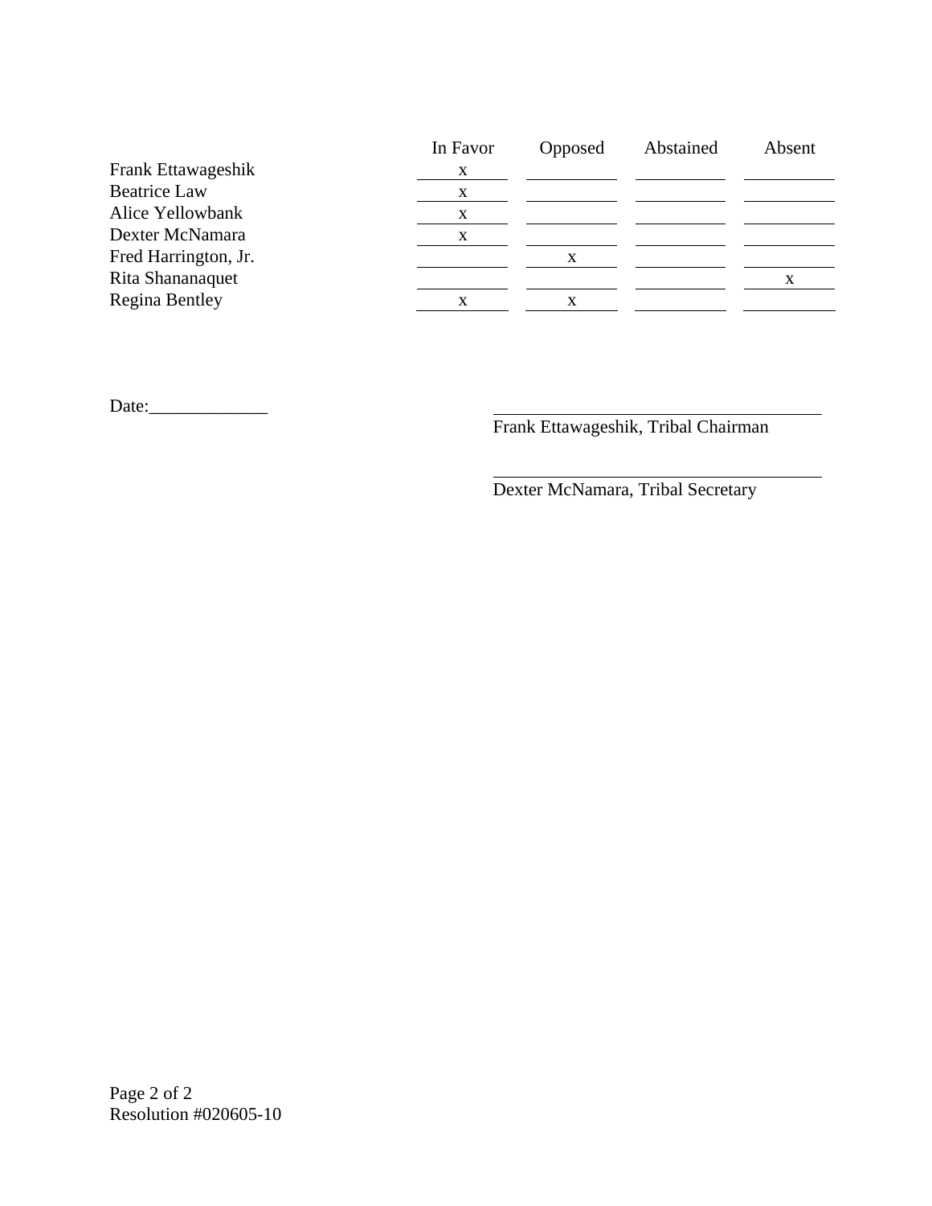| | In Favor | Opposed | Abstained | Absent |
|---|---|---|---|---|
| Frank Ettawageshik | x | | | |
| Beatrice Law | x | | | |
| Alice Yellowbank | x | | | |
| Dexter McNamara | x | | | |
| Fred Harrington, Jr. | | x | | |
| Rita Shananaquet | | | | x |
| Regina Bentley | x | x | | |

Date:_____________

_____________________________________
Frank Ettawageshik, Tribal Chairman

_____________________________________
Dexter McNamara, Tribal Secretary

Resolution #020605-10